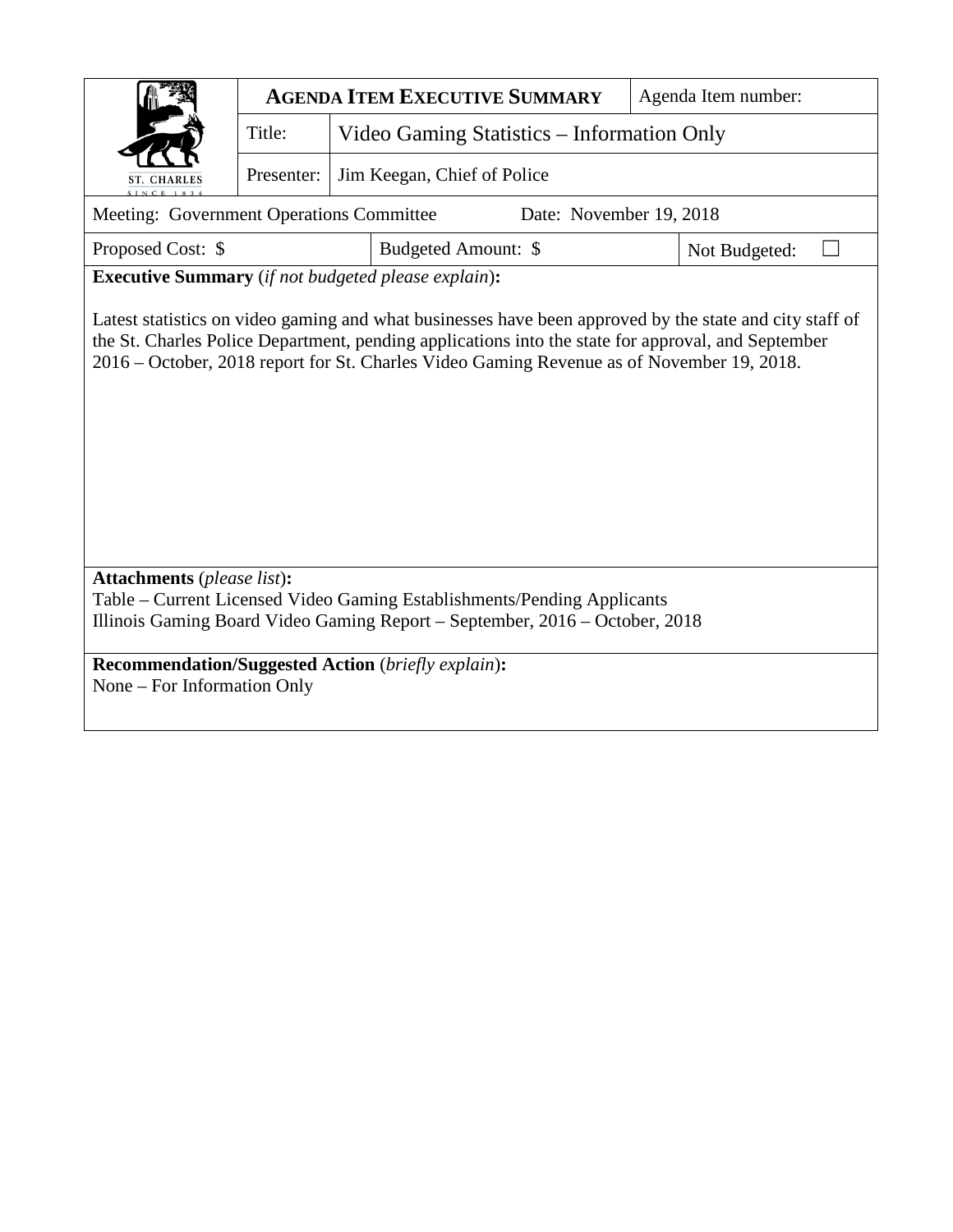| ST. CHARLES SINCE 1834 | **AGENDA ITEM EXECUTIVE SUMMARY** | | Agenda Item number: |
|---|---|---|---|
| | Title: | Video Gaming Statistics – Information Only | |
| | Presenter: | Jim Keegan, Chief of Police | |

Meeting: Government Operations Committee    Date: November 19, 2018

| Proposed Cost: $ | Budgeted Amount: $ | Not Budgeted: ☐ |
|---|---|---|

**Executive Summary** (*if not budgeted please explain*)**:**

Latest statistics on video gaming and what businesses have been approved by the state and city staff of the St. Charles Police Department, pending applications into the state for approval, and September 2016 – October, 2018 report for St. Charles Video Gaming Revenue as of November 19, 2018.

**Attachments** (*please list*)**:**

Table – Current Licensed Video Gaming Establishments/Pending Applicants
Illinois Gaming Board Video Gaming Report – September, 2016 – October, 2018

**Recommendation/Suggested Action** (*briefly explain*)**:**

None – For Information Only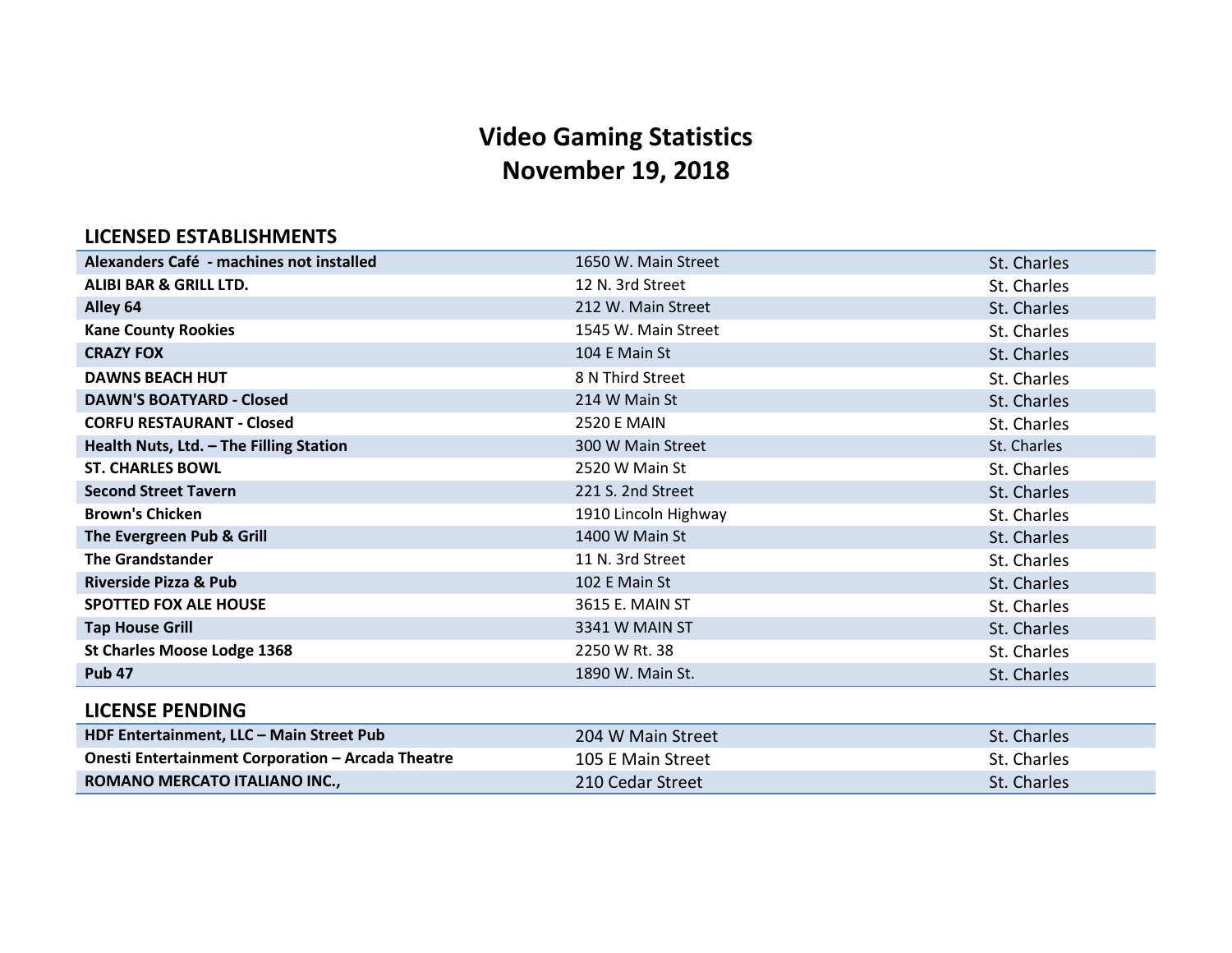# Video Gaming Statistics
# November 19, 2018

## LICENSED ESTABLISHMENTS

| | | |
|---|---|---|
| **Alexanders Café - machines not installed** | 1650 W. Main Street | St. Charles |
| **ALIBI BAR & GRILL LTD.** | 12 N. 3rd Street | St. Charles |
| **Alley 64** | 212 W. Main Street | St. Charles |
| **Kane County Rookies** | 1545 W. Main Street | St. Charles |
| **CRAZY FOX** | 104 E Main St | St. Charles |
| **DAWNS BEACH HUT** | 8 N Third Street | St. Charles |
| **DAWN'S BOATYARD - Closed** | 214 W Main St | St. Charles |
| **CORFU RESTAURANT - Closed** | 2520 E MAIN | St. Charles |
| **Health Nuts, Ltd. – The Filling Station** | 300 W Main Street | St. Charles |
| **ST. CHARLES BOWL** | 2520 W Main St | St. Charles |
| **Second Street Tavern** | 221 S. 2nd Street | St. Charles |
| **Brown's Chicken** | 1910 Lincoln Highway | St. Charles |
| **The Evergreen Pub & Grill** | 1400 W Main St | St. Charles |
| **The Grandstander** | 11 N. 3rd Street | St. Charles |
| **Riverside Pizza & Pub** | 102 E Main St | St. Charles |
| **SPOTTED FOX ALE HOUSE** | 3615 E. MAIN ST | St. Charles |
| **Tap House Grill** | 3341 W MAIN ST | St. Charles |
| **St Charles Moose Lodge 1368** | 2250 W Rt. 38 | St. Charles |
| **Pub 47** | 1890 W. Main St. | St. Charles |

## LICENSE PENDING

| | | |
|---|---|---|
| **HDF Entertainment, LLC – Main Street Pub** | 204 W Main Street | St. Charles |
| **Onesti Entertainment Corporation – Arcada Theatre** | 105 E Main Street | St. Charles |
| **ROMANO MERCATO ITALIANO INC.,** | 210 Cedar Street | St. Charles |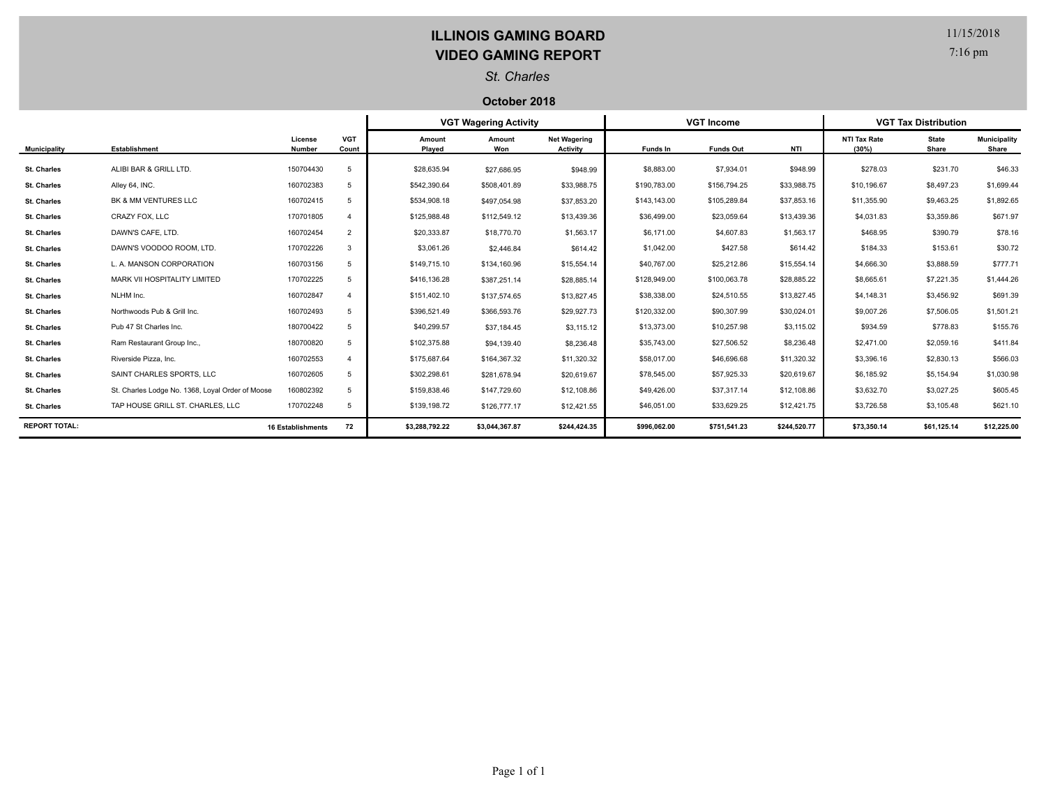# ILLINOIS GAMING BOARD
## VIDEO GAMING REPORT

*St. Charles*

**October 2018**

11/15/2018
7:16 pm

| | | | | VGT Wagering Activity | | | VGT Income | | | VGT Tax Distribution | | |
|---|---|---|---|---|---|---|---|---|---|---|---|---|
| **Municipality** | **Establishment** | **License Number** | **VGT Count** | **Amount Played** | **Amount Won** | **Net Wagering Activity** | **Funds In** | **Funds Out** | **NTI** | **NTI Tax Rate (30%)** | **State Share** | **Municipality Share** |
| **St. Charles** | ALIBI BAR & GRILL LTD. | 150704430 | 5 | $28,635.94 | $27,686.95 | $948.99 | $8,883.00 | $7,934.01 | $948.99 | $278.03 | $231.70 | $46.33 |
| **St. Charles** | Alley 64, INC. | 160702383 | 5 | $542,390.64 | $508,401.89 | $33,988.75 | $190,783.00 | $156,794.25 | $33,988.75 | $10,196.67 | $8,497.23 | $1,699.44 |
| **St. Charles** | BK & MM VENTURES LLC | 160702415 | 5 | $534,908.18 | $497,054.98 | $37,853.20 | $143,143.00 | $105,289.84 | $37,853.16 | $11,355.90 | $9,463.25 | $1,892.65 |
| **St. Charles** | CRAZY FOX, LLC | 170701805 | 4 | $125,988.48 | $112,549.12 | $13,439.36 | $36,499.00 | $23,059.64 | $13,439.36 | $4,031.83 | $3,359.86 | $671.97 |
| **St. Charles** | DAWN'S CAFE, LTD. | 160702454 | 2 | $20,333.87 | $18,770.70 | $1,563.17 | $6,171.00 | $4,607.83 | $1,563.17 | $468.95 | $390.79 | $78.16 |
| **St. Charles** | DAWN'S VOODOO ROOM, LTD. | 170702226 | 3 | $3,061.26 | $2,446.84 | $614.42 | $1,042.00 | $427.58 | $614.42 | $184.33 | $153.61 | $30.72 |
| **St. Charles** | L. A. MANSON CORPORATION | 160703156 | 5 | $149,715.10 | $134,160.96 | $15,554.14 | $40,767.00 | $25,212.86 | $15,554.14 | $4,666.30 | $3,888.59 | $777.71 |
| **St. Charles** | MARK VII HOSPITALITY LIMITED | 170702225 | 5 | $416,136.28 | $387,251.14 | $28,885.14 | $128,949.00 | $100,063.78 | $28,885.22 | $8,665.61 | $7,221.35 | $1,444.26 |
| **St. Charles** | NLHM Inc. | 160702847 | 4 | $151,402.10 | $137,574.65 | $13,827.45 | $38,338.00 | $24,510.55 | $13,827.45 | $4,148.31 | $3,456.92 | $691.39 |
| **St. Charles** | Northwoods Pub & Grill Inc. | 160702493 | 5 | $396,521.49 | $366,593.76 | $29,927.73 | $120,332.00 | $90,307.99 | $30,024.01 | $9,007.26 | $7,506.05 | $1,501.21 |
| **St. Charles** | Pub 47 St Charles Inc. | 180700422 | 5 | $40,299.57 | $37,184.45 | $3,115.12 | $13,373.00 | $10,257.98 | $3,115.02 | $934.59 | $778.83 | $155.76 |
| **St. Charles** | Ram Restaurant Group Inc., | 180700820 | 5 | $102,375.88 | $94,139.40 | $8,236.48 | $35,743.00 | $27,506.52 | $8,236.48 | $2,471.00 | $2,059.16 | $411.84 |
| **St. Charles** | Riverside Pizza, Inc. | 160702553 | 4 | $175,687.64 | $164,367.32 | $11,320.32 | $58,017.00 | $46,696.68 | $11,320.32 | $3,396.16 | $2,830.13 | $566.03 |
| **St. Charles** | SAINT CHARLES SPORTS, LLC | 160702605 | 5 | $302,298.61 | $281,678.94 | $20,619.67 | $78,545.00 | $57,925.33 | $20,619.67 | $6,185.92 | $5,154.94 | $1,030.98 |
| **St. Charles** | St. Charles Lodge No. 1368, Loyal Order of Moose | 160802392 | 5 | $159,838.46 | $147,729.60 | $12,108.86 | $49,426.00 | $37,317.14 | $12,108.86 | $3,632.70 | $3,027.25 | $605.45 |
| **St. Charles** | TAP HOUSE GRILL ST. CHARLES, LLC | 170702248 | 5 | $139,198.72 | $126,777.17 | $12,421.55 | $46,051.00 | $33,629.25 | $12,421.75 | $3,726.58 | $3,105.48 | $621.10 |
| **REPORT TOTAL:** | | **16 Establishments** | **72** | **$3,288,792.22** | **$3,044,367.87** | **$244,424.35** | **$996,062.00** | **$751,541.23** | **$244,520.77** | **$73,350.14** | **$61,125.14** | **$12,225.00** |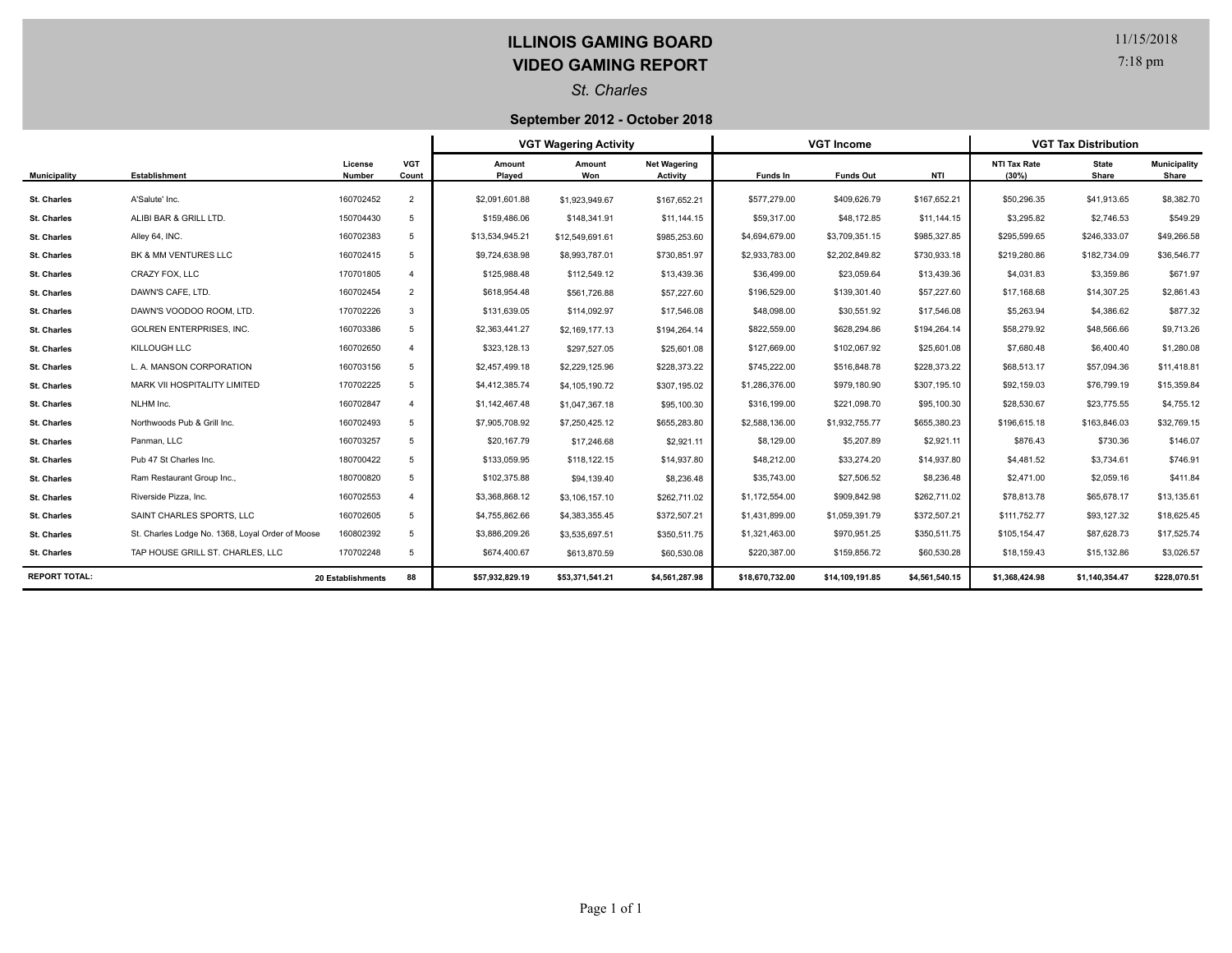# ILLINOIS GAMING BOARD
## VIDEO GAMING REPORT

*St. Charles*

**September 2012 - October 2018**

11/15/2018
7:18 pm

| | | | | VGT Wagering Activity | | | VGT Income | | | VGT Tax Distribution | | |
|---|---|---|---|---|---|---|---|---|---|---|---|---|
| **Municipality** | **Establishment** | **License Number** | **VGT Count** | **Amount Played** | **Amount Won** | **Net Wagering Activity** | **Funds In** | **Funds Out** | **NTI** | **NTI Tax Rate (30%)** | **State Share** | **Municipality Share** |
| **St. Charles** | A'Salute' Inc. | 160702452 | 2 | $2,091,601.88 | $1,923,949.67 | $167,652.21 | $577,279.00 | $409,626.79 | $167,652.21 | $50,296.35 | $41,913.65 | $8,382.70 |
| **St. Charles** | ALIBI BAR & GRILL LTD. | 150704430 | 5 | $159,486.06 | $148,341.91 | $11,144.15 | $59,317.00 | $48,172.85 | $11,144.15 | $3,295.82 | $2,746.53 | $549.29 |
| **St. Charles** | Alley 64, INC. | 160702383 | 5 | $13,534,945.21 | $12,549,691.61 | $985,253.60 | $4,694,679.00 | $3,709,351.15 | $985,327.85 | $295,599.65 | $246,333.07 | $49,266.58 |
| **St. Charles** | BK & MM VENTURES LLC | 160702415 | 5 | $9,724,638.98 | $8,993,787.01 | $730,851.97 | $2,933,783.00 | $2,202,849.82 | $730,933.18 | $219,280.86 | $182,734.09 | $36,546.77 |
| **St. Charles** | CRAZY FOX, LLC | 170701805 | 4 | $125,988.48 | $112,549.12 | $13,439.36 | $36,499.00 | $23,059.64 | $13,439.36 | $4,031.83 | $3,359.86 | $671.97 |
| **St. Charles** | DAWN'S CAFE, LTD. | 160702454 | 2 | $618,954.48 | $561,726.88 | $57,227.60 | $196,529.00 | $139,301.40 | $57,227.60 | $17,168.68 | $14,307.25 | $2,861.43 |
| **St. Charles** | DAWN'S VOODOO ROOM, LTD. | 170702226 | 3 | $131,639.05 | $114,092.97 | $17,546.08 | $48,098.00 | $30,551.92 | $17,546.08 | $5,263.94 | $4,386.62 | $877.32 |
| **St. Charles** | GOLREN ENTERPRISES, INC. | 160703386 | 5 | $2,363,441.27 | $2,169,177.13 | $194,264.14 | $822,559.00 | $628,294.86 | $194,264.14 | $58,279.92 | $48,566.66 | $9,713.26 |
| **St. Charles** | KILLOUGH LLC | 160702650 | 4 | $323,128.13 | $297,527.05 | $25,601.08 | $127,669.00 | $102,067.92 | $25,601.08 | $7,680.48 | $6,400.40 | $1,280.08 |
| **St. Charles** | L. A. MANSON CORPORATION | 160703156 | 5 | $2,457,499.18 | $2,229,125.96 | $228,373.22 | $745,222.00 | $516,848.78 | $228,373.22 | $68,513.17 | $57,094.36 | $11,418.81 |
| **St. Charles** | MARK VII HOSPITALITY LIMITED | 170702225 | 5 | $4,412,385.74 | $4,105,190.72 | $307,195.02 | $1,286,376.00 | $979,180.90 | $307,195.10 | $92,159.03 | $76,799.19 | $15,359.84 |
| **St. Charles** | NLHM Inc. | 160702847 | 4 | $1,142,467.48 | $1,047,367.18 | $95,100.30 | $316,199.00 | $221,098.70 | $95,100.30 | $28,530.67 | $23,775.55 | $4,755.12 |
| **St. Charles** | Northwoods Pub & Grill Inc. | 160702493 | 5 | $7,905,708.92 | $7,250,425.12 | $655,283.80 | $2,588,136.00 | $1,932,755.77 | $655,380.23 | $196,615.18 | $163,846.03 | $32,769.15 |
| **St. Charles** | Panman, LLC | 160703257 | 5 | $20,167.79 | $17,246.68 | $2,921.11 | $8,129.00 | $5,207.89 | $2,921.11 | $876.43 | $730.36 | $146.07 |
| **St. Charles** | Pub 47 St Charles Inc. | 180700422 | 5 | $133,059.95 | $118,122.15 | $14,937.80 | $48,212.00 | $33,274.20 | $14,937.80 | $4,481.52 | $3,734.61 | $746.91 |
| **St. Charles** | Ram Restaurant Group Inc., | 180700820 | 5 | $102,375.88 | $94,139.40 | $8,236.48 | $35,743.00 | $27,506.52 | $8,236.48 | $2,471.00 | $2,059.16 | $411.84 |
| **St. Charles** | Riverside Pizza, Inc. | 160702553 | 4 | $3,368,868.12 | $3,106,157.10 | $262,711.02 | $1,172,554.00 | $909,842.98 | $262,711.02 | $78,813.78 | $65,678.17 | $13,135.61 |
| **St. Charles** | SAINT CHARLES SPORTS, LLC | 160702605 | 5 | $4,755,862.66 | $4,383,355.45 | $372,507.21 | $1,431,899.00 | $1,059,391.79 | $372,507.21 | $111,752.77 | $93,127.32 | $18,625.45 |
| **St. Charles** | St. Charles Lodge No. 1368, Loyal Order of Moose | 160802392 | 5 | $3,886,209.26 | $3,535,697.51 | $350,511.75 | $1,321,463.00 | $970,951.25 | $350,511.75 | $105,154.47 | $87,628.73 | $17,525.74 |
| **St. Charles** | TAP HOUSE GRILL ST. CHARLES, LLC | 170702248 | 5 | $674,400.67 | $613,870.59 | $60,530.08 | $220,387.00 | $159,856.72 | $60,530.28 | $18,159.43 | $15,132.86 | $3,026.57 |
| **REPORT TOTAL:** | | **20 Establishments** | **88** | **$57,932,829.19** | **$53,371,541.21** | **$4,561,287.98** | **$18,670,732.00** | **$14,109,191.85** | **$4,561,540.15** | **$1,368,424.98** | **$1,140,354.47** | **$228,070.51** |